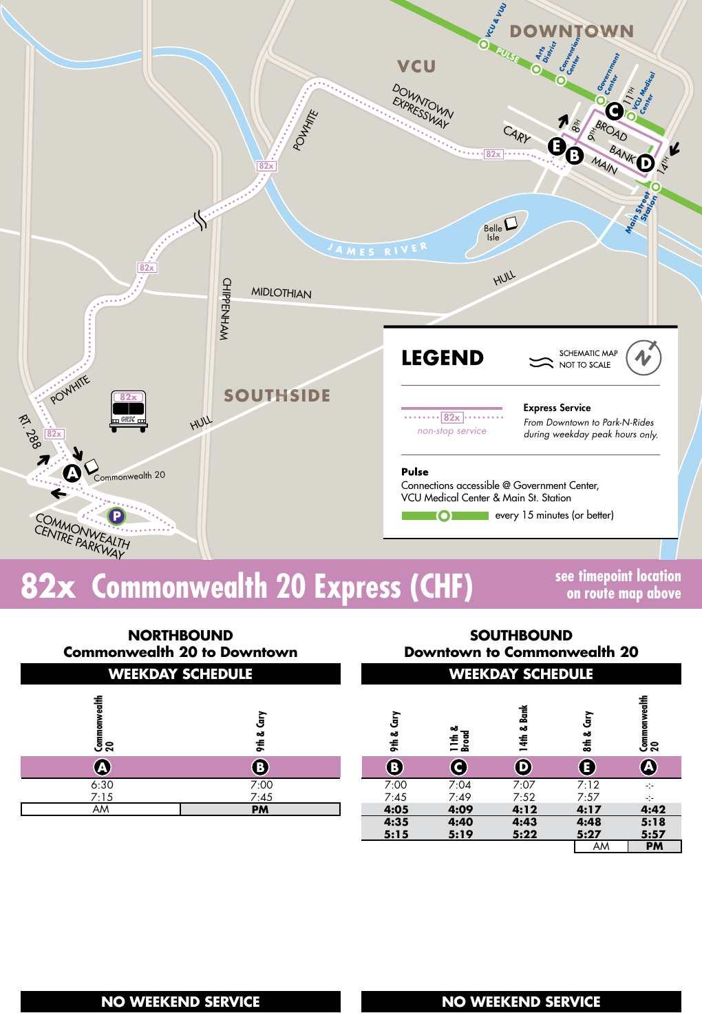DOWNTOWN

VCU

SOUTHSIDE

## LEGEND

SCHEMATIC MAP NOT TO SCALE

82x non-stop service — **Express Service** *From Downtown to Park-N-Rides during weekday peak hours only.*

**Pulse**
Connections accessible @ Government Center, VCU Medical Center & Main St. Station
every 15 minutes (or better)

# 82x Commonwealth 20 Express (CHF)

**see timepoint location on route map above**

## NORTHBOUND
### Commonwealth 20 to Downtown

**WEEKDAY SCHEDULE**

| Commonwealth 20 (A) | 9th & Cary (B) |
|---|---|
| 6:30 | 7:00 |
| 7:15 | 7:45 |

AM / **PM**

**NO WEEKEND SERVICE**

## SOUTHBOUND
### Downtown to Commonwealth 20

**WEEKDAY SCHEDULE**

| 9th & Cary (B) | 11th & Broad (C) | 14th & Bank (D) | 8th & Cary (E) | Commonwealth 20 (A) |
|---|---|---|---|---|
| 7:00 | 7:04 | 7:07 | 7:12 | -:- |
| 7:45 | 7:49 | 7:52 | 7:57 | -:- |
| **4:05** | **4:09** | **4:12** | **4:17** | **4:42** |
| **4:35** | **4:40** | **4:43** | **4:48** | **5:18** |
| **5:15** | **5:19** | **5:22** | **5:27** | **5:57** |

AM / **PM**

**NO WEEKEND SERVICE**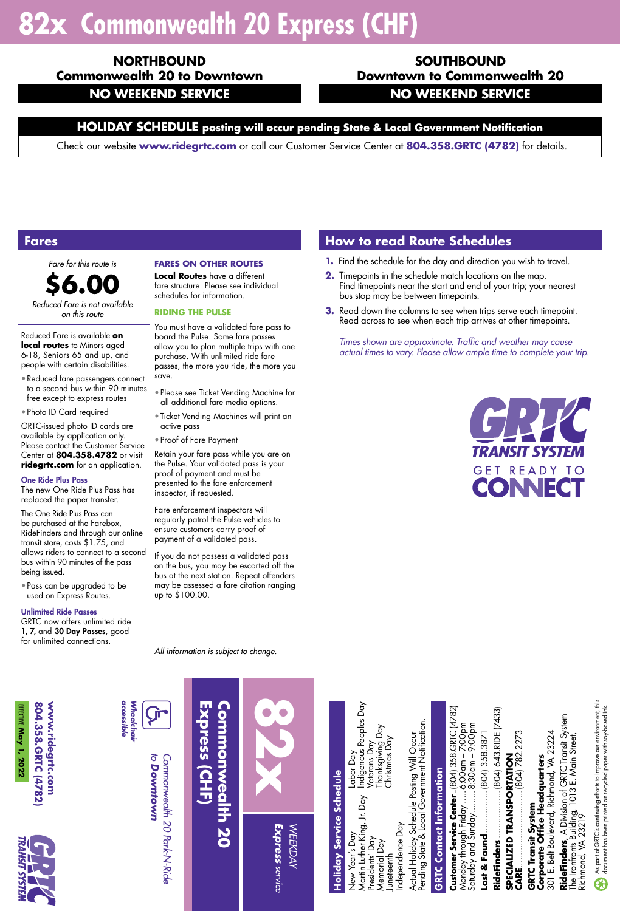# 82x Commonwealth 20 Express (CHF)

**NORTHBOUND**
**Commonwealth 20 to Downtown**
**NO WEEKEND SERVICE**

**SOUTHBOUND**
**Downtown to Commonwealth 20**
**NO WEEKEND SERVICE**

**HOLIDAY SCHEDULE posting will occur pending State & Local Government Notification**

Check our website **www.ridegrtc.com** or call our Customer Service Center at **804.358.GRTC (4782)** for details.

## Fares

*Fare for this route is*

**$6.00**

*Reduced Fare is not available on this route*

Reduced Fare is available **on local routes** to Minors aged 6-18, Seniors 65 and up, and people with certain disabilities.

- Reduced fare passengers connect to a second bus within 90 minutes free except to express routes
- Photo ID Card required

GRTC-issued photo ID cards are available by application only. Please contact the Customer Service Center at **804.358.4782** or visit **ridegrtc.com** for an application.

### One Ride Plus Pass

The new One Ride Plus Pass has replaced the paper transfer.

The One Ride Plus Pass can be purchased at the Farebox, RideFinders and through our online transit store, costs $1.75, and allows riders to connect to a second bus within 90 minutes of the pass being issued.

- Pass can be upgraded to be used on Express Routes.

### Unlimited Ride Passes

GRTC now offers unlimited ride **1, 7,** and **30 Day Passes**, good for unlimited connections.

### FARES ON OTHER ROUTES

**Local Routes** have a different fare structure. Please see individual schedules for information.

### RIDING THE PULSE

You must have a validated fare pass to board the Pulse. Some fare passes allow you to plan multiple trips with one purchase. With unlimited ride fare passes, the more you ride, the more you save.

- Please see Ticket Vending Machine for all additional fare media options.
- Ticket Vending Machines will print an active pass
- Proof of Fare Payment

Retain your fare pass while you are on the Pulse. Your validated pass is your proof of payment and must be presented to the fare enforcement inspector, if requested.

Fare enforcement inspectors will regularly patrol the Pulse vehicles to ensure customers carry proof of payment of a validated pass.

If you do not possess a validated pass on the bus, you may be escorted off the bus at the next station. Repeat offenders may be assessed a fare citation ranging up to $100.00.

*All information is subject to change.*

## How to read Route Schedules

1. Find the schedule for the day and direction you wish to travel.
2. Timepoints in the schedule match locations on the map. Find timepoints near the start and end of your trip; your nearest bus stop may be between timepoints.
3. Read down the columns to see when trips serve each timepoint. Read across to see when each trip arrives at other timepoints.

*Times shown are approximate. Traffic and weather may cause actual times to vary. Please allow ample time to complete your trip.*

GRTC TRANSIT SYSTEM
GET READY TO CONNECT

---

EFFECTIVE **May 1, 2022**

**www.ridegrtc.com**
**804.358.GRTC (4782)**

GRTC TRANSIT SYSTEM

*Wheelchair accessible*

*Commonwealth 20 Park-N-Ride to* ***Downtown***

**Commonwealth 20 Express (CHF)**

**82x**

*WEEKDAY* ***Express*** *service*

## Holiday Service Schedule

| | |
|---|---|
| New Year's Day | Labor Day |
| Martin Luther King, Jr. Day | Indigenous Peoples Day |
| Presidents' Day | Veterans Day |
| Memorial Day | Thanksgiving Day |
| Juneteenth | Christmas Day |
| Independence Day | |

Actual Holiday Schedule Posting Will Occur Pending State & Local Government Notification.

## GRTC Contact Information

**Customer Service Center** ..(804) 358.GRTC (4782)
Monday through Friday ......6:00am – 7:00pm
Saturday and Sunday ..........8:30am – 9:00pm

**Lost & Found** ..................(804) 358.3871

**RideFinders** .....................(804) 643.RIDE (7433)

**SPECIALIZED TRANSPORTATION CARE** ..........................(804) 782.2273

**GRTC Transit System Corporate Office Headquarters**
301 E. Belt Boulevard, Richmond, VA 23224

**RideFinders**, A Division of GRTC Transit System
The Ironfronts Building, 1013 E. Main Street, Richmond, VA 23219

As part of GRTC's continuing efforts to improve our environment, this document has been printed on recycled paper with soy-based ink.